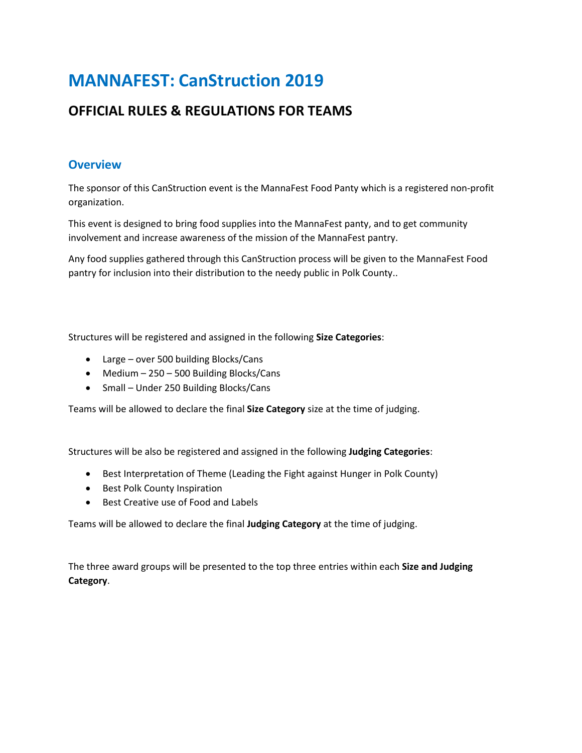# MANNAFEST: CanStruction 2019

## OFFICIAL RULES & REGULATIONS FOR TEAMS

### Overview

The sponsor of this CanStruction event is the MannaFest Food Panty which is a registered non-profit organization.

This event is designed to bring food supplies into the MannaFest panty, and to get community involvement and increase awareness of the mission of the MannaFest pantry.

Any food supplies gathered through this CanStruction process will be given to the MannaFest Food pantry for inclusion into their distribution to the needy public in Polk County..

Structures will be registered and assigned in the following **Size Categories**:

- Large – over 500 building Blocks/Cans
- Medium – 250 – 500 Building Blocks/Cans
- Small – Under 250 Building Blocks/Cans

Teams will be allowed to declare the final **Size Category** size at the time of judging.

Structures will be also be registered and assigned in the following **Judging Categories**:

- Best Interpretation of Theme (Leading the Fight against Hunger in Polk County)
- Best Polk County Inspiration
- Best Creative use of Food and Labels

Teams will be allowed to declare the final **Judging Category** at the time of judging.

The three award groups will be presented to the top three entries within each **Size and Judging Category**.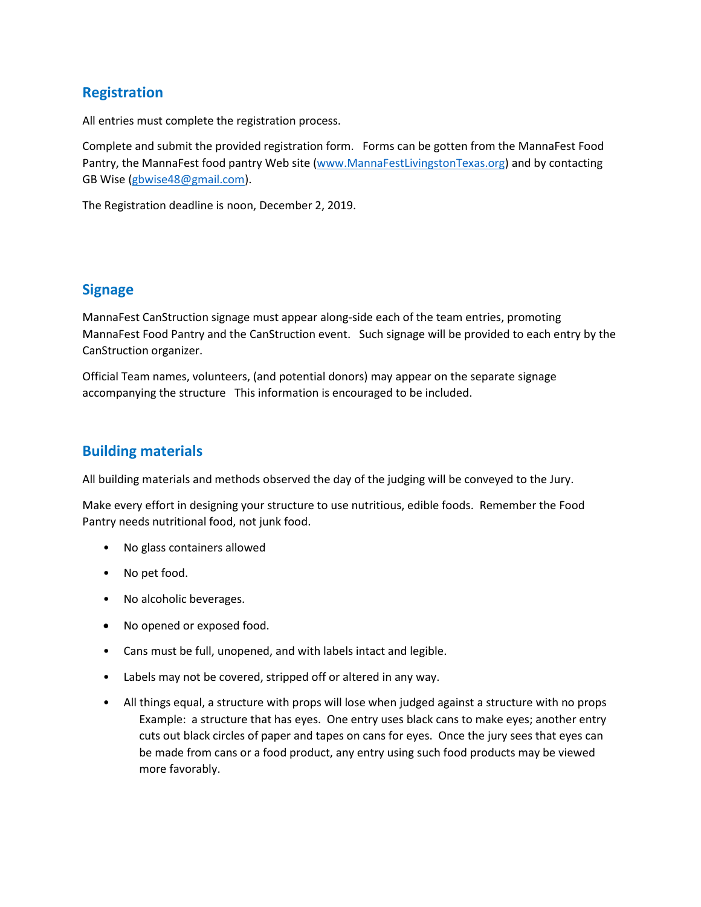## Registration

All entries must complete the registration process.

Complete and submit the provided registration form. Forms can be gotten from the MannaFest Food Pantry, the MannaFest food pantry Web site (www.MannaFestLivingstonTexas.org) and by contacting GB Wise (gbwise48@gmail.com).

The Registration deadline is noon, December 2, 2019.

## Signage

MannaFest CanStruction signage must appear along-side each of the team entries, promoting MannaFest Food Pantry and the CanStruction event. Such signage will be provided to each entry by the CanStruction organizer.

Official Team names, volunteers, (and potential donors) may appear on the separate signage accompanying the structure This information is encouraged to be included.

## Building materials

All building materials and methods observed the day of the judging will be conveyed to the Jury.

Make every effort in designing your structure to use nutritious, edible foods. Remember the Food Pantry needs nutritional food, not junk food.

- No glass containers allowed
- No pet food.
- No alcoholic beverages.
- No opened or exposed food.
- Cans must be full, unopened, and with labels intact and legible.
- Labels may not be covered, stripped off or altered in any way.
- All things equal, a structure with props will lose when judged against a structure with no props Example: a structure that has eyes. One entry uses black cans to make eyes; another entry cuts out black circles of paper and tapes on cans for eyes. Once the jury sees that eyes can be made from cans or a food product, any entry using such food products may be viewed more favorably.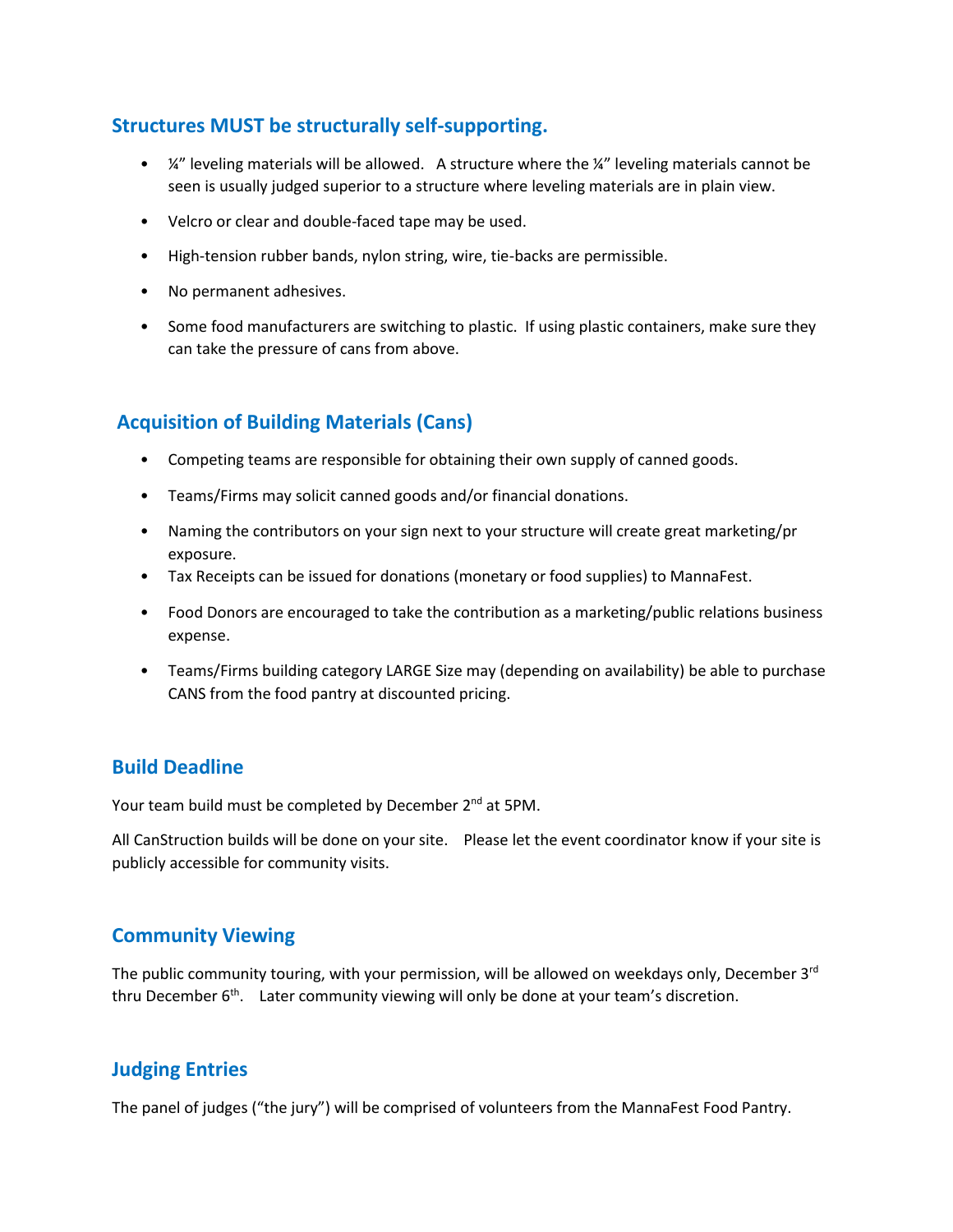## Structures MUST be structurally self-supporting.

- ¼" leveling materials will be allowed. A structure where the ¼" leveling materials cannot be seen is usually judged superior to a structure where leveling materials are in plain view.
- Velcro or clear and double-faced tape may be used.
- High-tension rubber bands, nylon string, wire, tie-backs are permissible.
- No permanent adhesives.
- Some food manufacturers are switching to plastic. If using plastic containers, make sure they can take the pressure of cans from above.

## Acquisition of Building Materials (Cans)

- Competing teams are responsible for obtaining their own supply of canned goods.
- Teams/Firms may solicit canned goods and/or financial donations.
- Naming the contributors on your sign next to your structure will create great marketing/pr exposure.
- Tax Receipts can be issued for donations (monetary or food supplies) to MannaFest.
- Food Donors are encouraged to take the contribution as a marketing/public relations business expense.
- Teams/Firms building category LARGE Size may (depending on availability) be able to purchase CANS from the food pantry at discounted pricing.

## Build Deadline

Your team build must be completed by December 2nd at 5PM.

All CanStruction builds will be done on your site. Please let the event coordinator know if your site is publicly accessible for community visits.

## Community Viewing

The public community touring, with your permission, will be allowed on weekdays only, December 3rd thru December 6th. Later community viewing will only be done at your team's discretion.

## Judging Entries

The panel of judges ("the jury") will be comprised of volunteers from the MannaFest Food Pantry.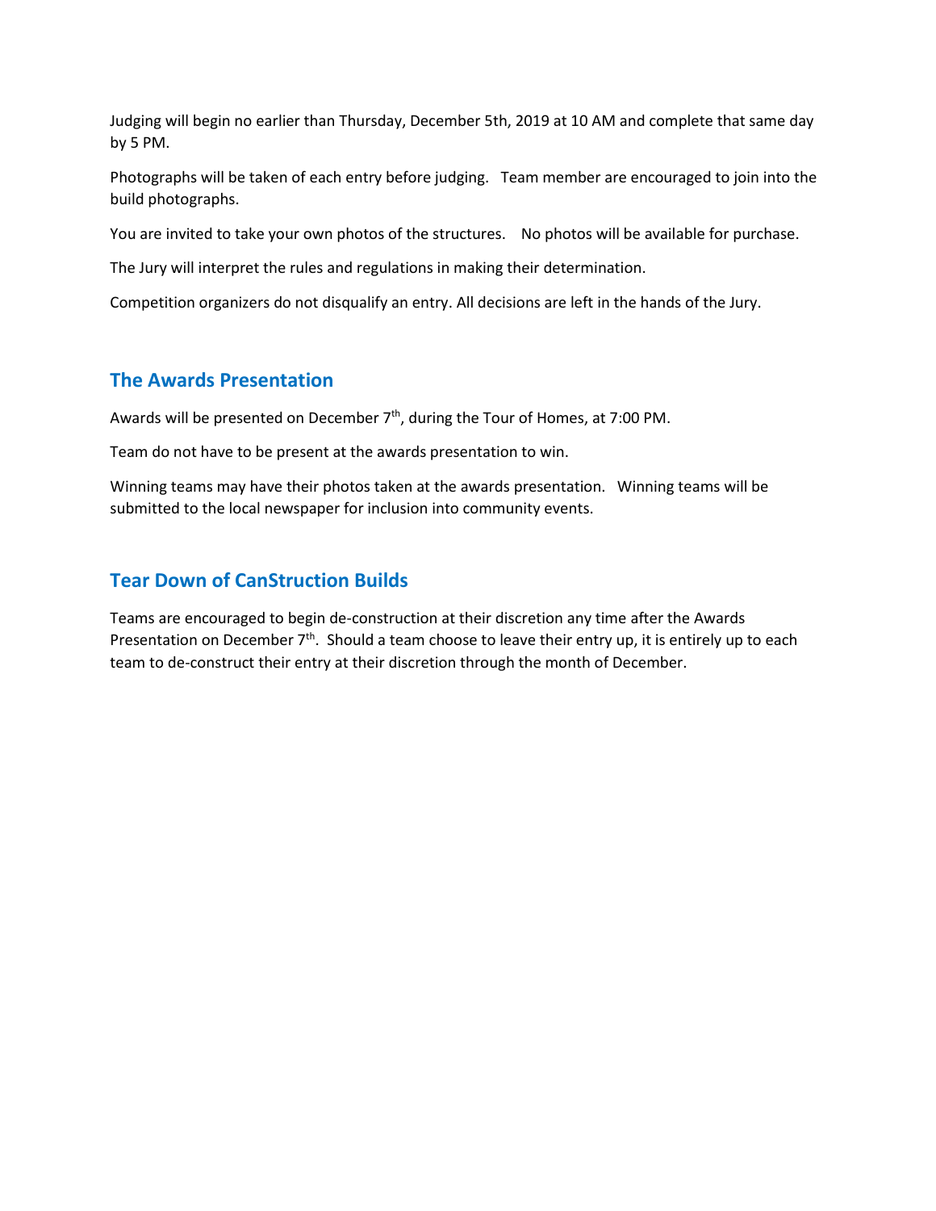Judging will begin no earlier than Thursday, December 5th, 2019 at 10 AM and complete that same day by 5 PM.

Photographs will be taken of each entry before judging. Team member are encouraged to join into the build photographs.

You are invited to take your own photos of the structures. No photos will be available for purchase.

The Jury will interpret the rules and regulations in making their determination.

Competition organizers do not disqualify an entry. All decisions are left in the hands of the Jury.

## The Awards Presentation

Awards will be presented on December 7th, during the Tour of Homes, at 7:00 PM.

Team do not have to be present at the awards presentation to win.

Winning teams may have their photos taken at the awards presentation. Winning teams will be submitted to the local newspaper for inclusion into community events.

## Tear Down of CanStruction Builds

Teams are encouraged to begin de-construction at their discretion any time after the Awards Presentation on December 7th. Should a team choose to leave their entry up, it is entirely up to each team to de-construct their entry at their discretion through the month of December.